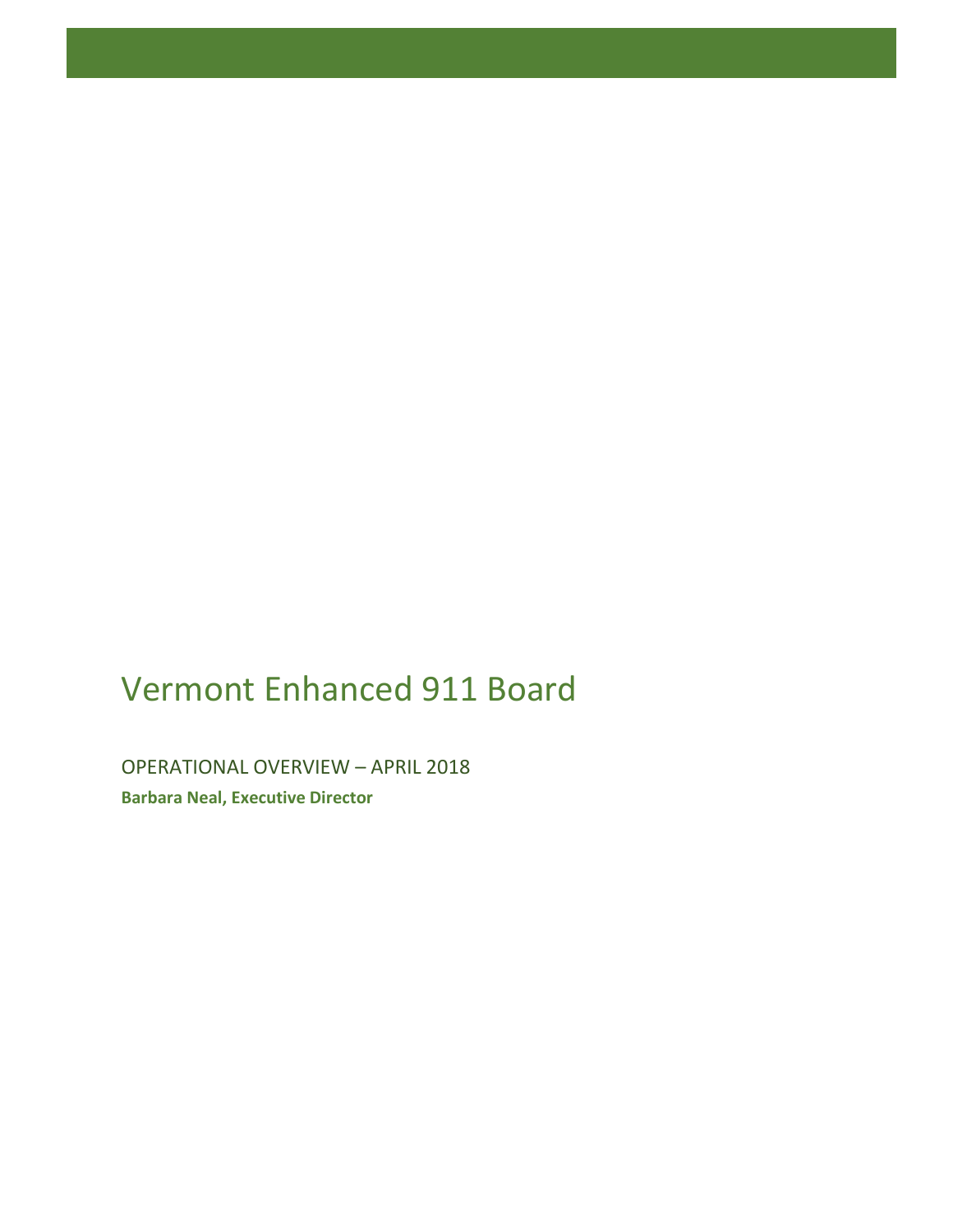# Vermont Enhanced 911 Board

## OPERATIONAL OVERVIEW – APRIL 2018

**Barbara Neal, Executive Director**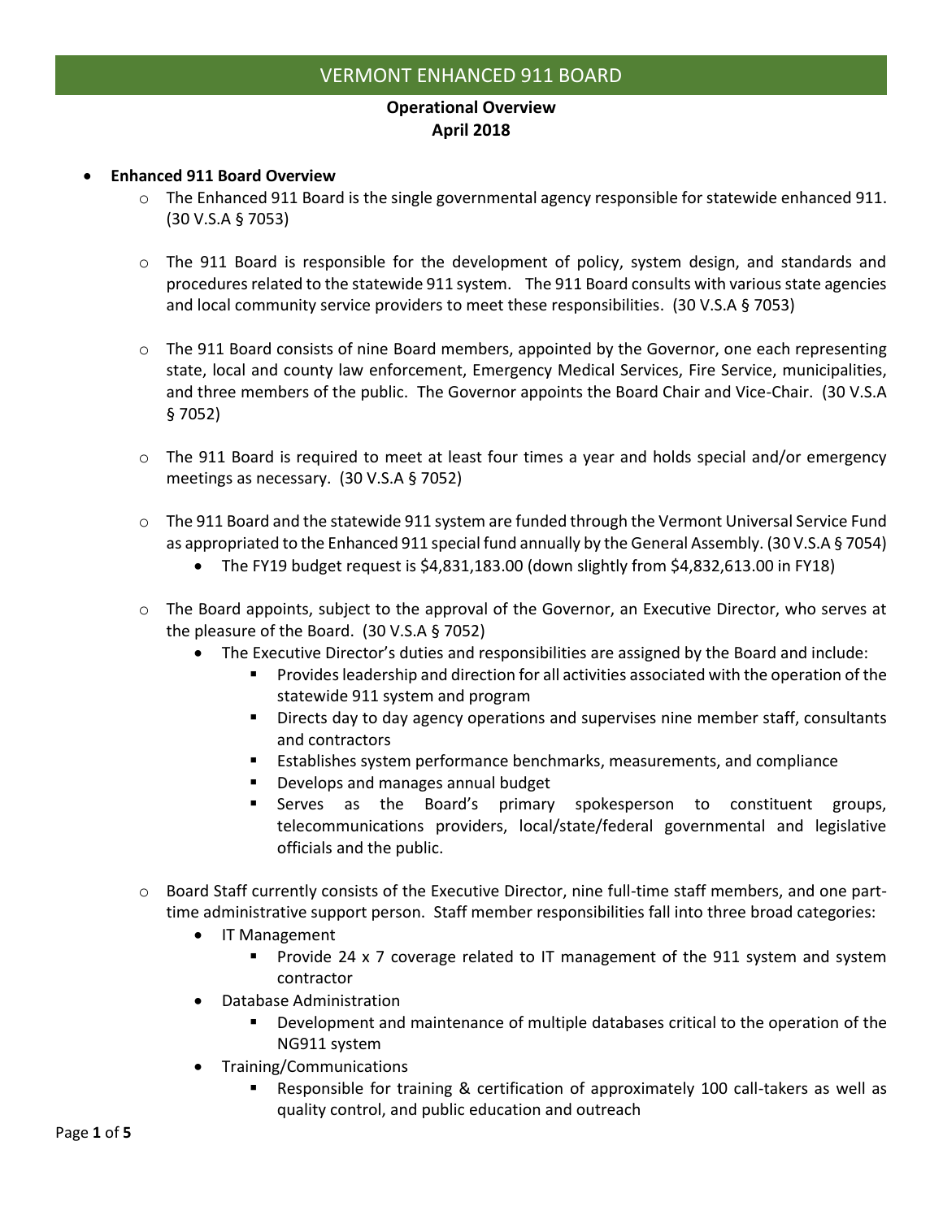# VERMONT ENHANCED 911 BOARD

**Operational Overview**
**April 2018**

- **Enhanced 911 Board Overview**
  - The Enhanced 911 Board is the single governmental agency responsible for statewide enhanced 911. (30 V.S.A § 7053)
  - The 911 Board is responsible for the development of policy, system design, and standards and procedures related to the statewide 911 system. The 911 Board consults with various state agencies and local community service providers to meet these responsibilities. (30 V.S.A § 7053)
  - The 911 Board consists of nine Board members, appointed by the Governor, one each representing state, local and county law enforcement, Emergency Medical Services, Fire Service, municipalities, and three members of the public. The Governor appoints the Board Chair and Vice-Chair. (30 V.S.A § 7052)
  - The 911 Board is required to meet at least four times a year and holds special and/or emergency meetings as necessary. (30 V.S.A § 7052)
  - The 911 Board and the statewide 911 system are funded through the Vermont Universal Service Fund as appropriated to the Enhanced 911 special fund annually by the General Assembly. (30 V.S.A § 7054)
    - The FY19 budget request is $4,831,183.00 (down slightly from $4,832,613.00 in FY18)
  - The Board appoints, subject to the approval of the Governor, an Executive Director, who serves at the pleasure of the Board. (30 V.S.A § 7052)
    - The Executive Director's duties and responsibilities are assigned by the Board and include:
      - Provides leadership and direction for all activities associated with the operation of the statewide 911 system and program
      - Directs day to day agency operations and supervises nine member staff, consultants and contractors
      - Establishes system performance benchmarks, measurements, and compliance
      - Develops and manages annual budget
      - Serves as the Board's primary spokesperson to constituent groups, telecommunications providers, local/state/federal governmental and legislative officials and the public.
  - Board Staff currently consists of the Executive Director, nine full-time staff members, and one part-time administrative support person. Staff member responsibilities fall into three broad categories:
    - IT Management
      - Provide 24 x 7 coverage related to IT management of the 911 system and system contractor
    - Database Administration
      - Development and maintenance of multiple databases critical to the operation of the NG911 system
    - Training/Communications
      - Responsible for training & certification of approximately 100 call-takers as well as quality control, and public education and outreach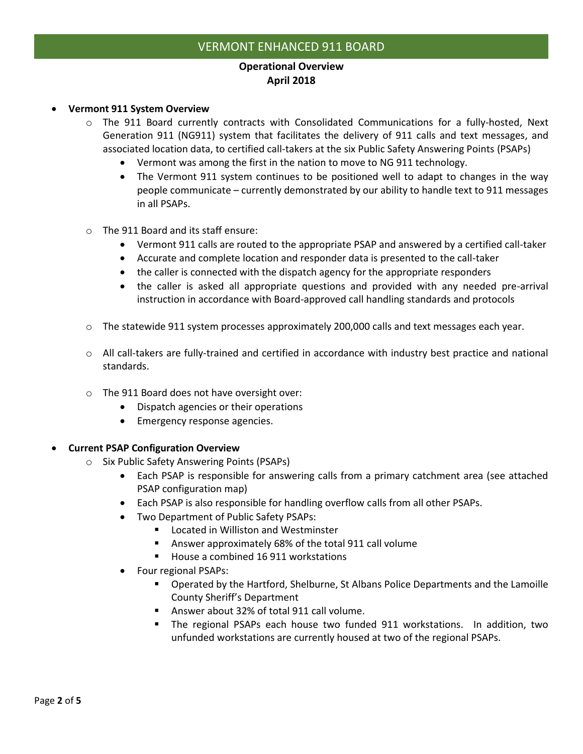VERMONT ENHANCED 911 BOARD

**Operational Overview**
**April 2018**

- **Vermont 911 System Overview**
  - The 911 Board currently contracts with Consolidated Communications for a fully-hosted, Next Generation 911 (NG911) system that facilitates the delivery of 911 calls and text messages, and associated location data, to certified call-takers at the six Public Safety Answering Points (PSAPs)
    - Vermont was among the first in the nation to move to NG 911 technology.
    - The Vermont 911 system continues to be positioned well to adapt to changes in the way people communicate – currently demonstrated by our ability to handle text to 911 messages in all PSAPs.
  - The 911 Board and its staff ensure:
    - Vermont 911 calls are routed to the appropriate PSAP and answered by a certified call-taker
    - Accurate and complete location and responder data is presented to the call-taker
    - the caller is connected with the dispatch agency for the appropriate responders
    - the caller is asked all appropriate questions and provided with any needed pre-arrival instruction in accordance with Board-approved call handling standards and protocols
  - The statewide 911 system processes approximately 200,000 calls and text messages each year.
  - All call-takers are fully-trained and certified in accordance with industry best practice and national standards.
  - The 911 Board does not have oversight over:
    - Dispatch agencies or their operations
    - Emergency response agencies.

- **Current PSAP Configuration Overview**
  - Six Public Safety Answering Points (PSAPs)
    - Each PSAP is responsible for answering calls from a primary catchment area (see attached PSAP configuration map)
    - Each PSAP is also responsible for handling overflow calls from all other PSAPs.
    - Two Department of Public Safety PSAPs:
      - Located in Williston and Westminster
      - Answer approximately 68% of the total 911 call volume
      - House a combined 16 911 workstations
    - Four regional PSAPs:
      - Operated by the Hartford, Shelburne, St Albans Police Departments and the Lamoille County Sheriff's Department
      - Answer about 32% of total 911 call volume.
      - The regional PSAPs each house two funded 911 workstations. In addition, two unfunded workstations are currently housed at two of the regional PSAPs.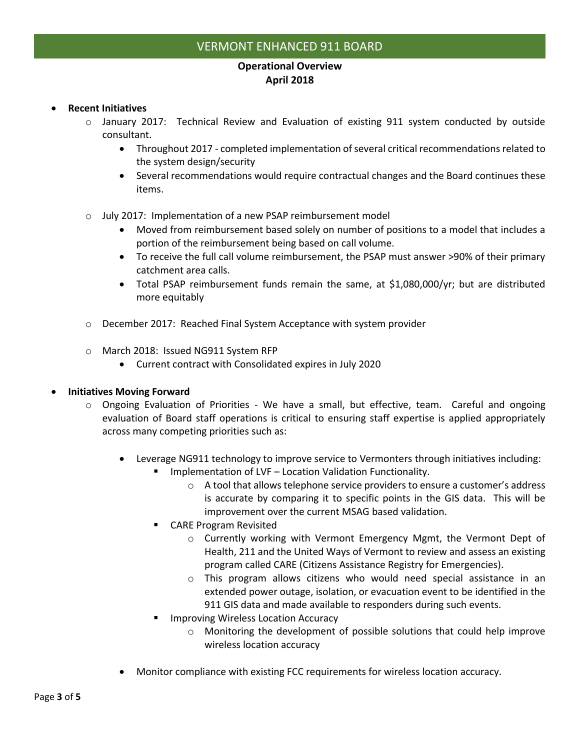## VERMONT ENHANCED 911 BOARD

**Operational Overview**
**April 2018**

- **Recent Initiatives**
  - January 2017: Technical Review and Evaluation of existing 911 system conducted by outside consultant.
    - Throughout 2017 - completed implementation of several critical recommendations related to the system design/security
    - Several recommendations would require contractual changes and the Board continues these items.
  - July 2017: Implementation of a new PSAP reimbursement model
    - Moved from reimbursement based solely on number of positions to a model that includes a portion of the reimbursement being based on call volume.
    - To receive the full call volume reimbursement, the PSAP must answer >90% of their primary catchment area calls.
    - Total PSAP reimbursement funds remain the same, at $1,080,000/yr; but are distributed more equitably
  - December 2017: Reached Final System Acceptance with system provider
  - March 2018: Issued NG911 System RFP
    - Current contract with Consolidated expires in July 2020

- **Initiatives Moving Forward**
  - Ongoing Evaluation of Priorities - We have a small, but effective, team. Careful and ongoing evaluation of Board staff operations is critical to ensuring staff expertise is applied appropriately across many competing priorities such as:
    - Leverage NG911 technology to improve service to Vermonters through initiatives including:
      - Implementation of LVF – Location Validation Functionality.
        - A tool that allows telephone service providers to ensure a customer's address is accurate by comparing it to specific points in the GIS data. This will be improvement over the current MSAG based validation.
      - CARE Program Revisited
        - Currently working with Vermont Emergency Mgmt, the Vermont Dept of Health, 211 and the United Ways of Vermont to review and assess an existing program called CARE (Citizens Assistance Registry for Emergencies).
        - This program allows citizens who would need special assistance in an extended power outage, isolation, or evacuation event to be identified in the 911 GIS data and made available to responders during such events.
      - Improving Wireless Location Accuracy
        - Monitoring the development of possible solutions that could help improve wireless location accuracy
    - Monitor compliance with existing FCC requirements for wireless location accuracy.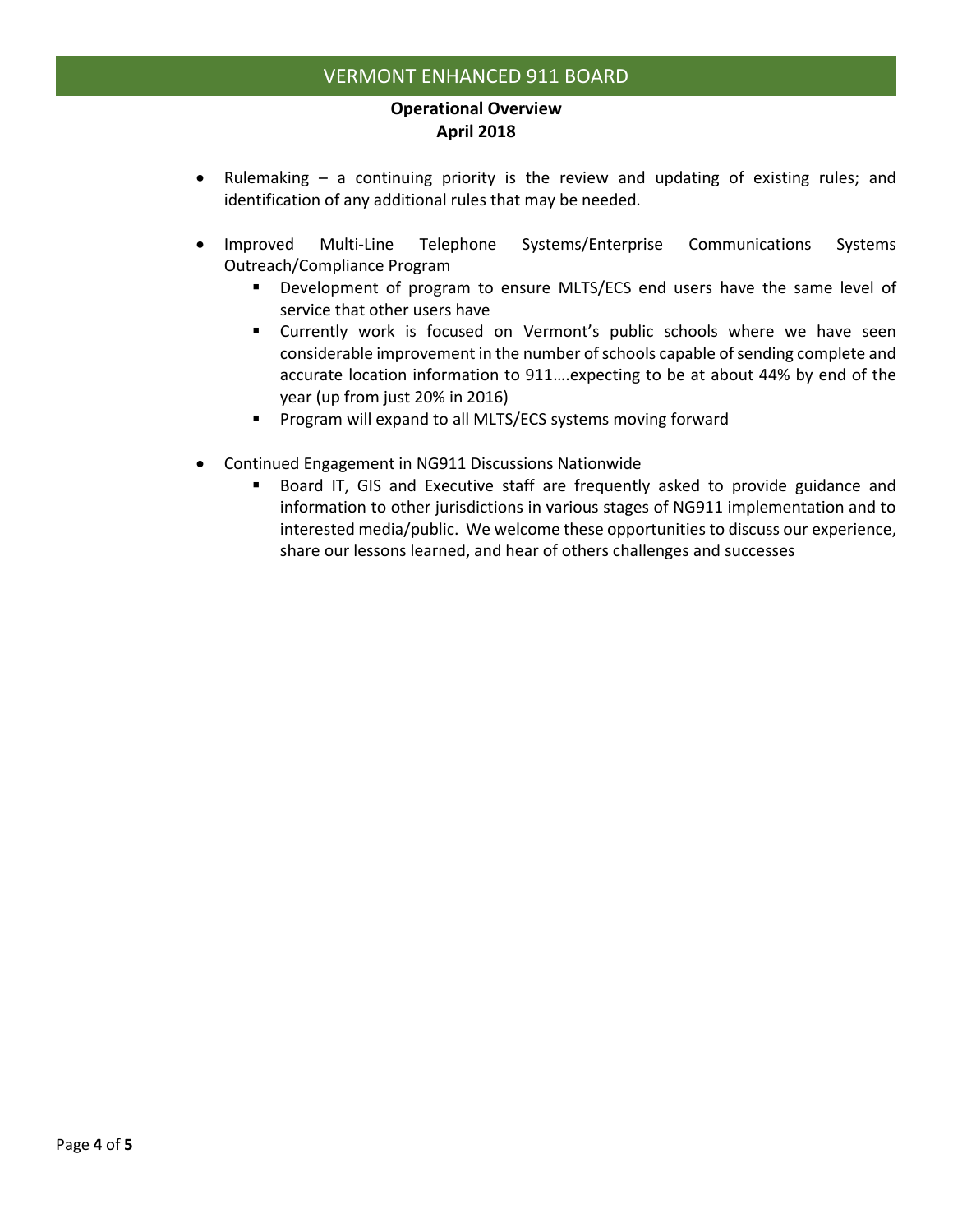- Rulemaking – a continuing priority is the review and updating of existing rules; and identification of any additional rules that may be needed.

- Improved Multi-Line Telephone Systems/Enterprise Communications Systems Outreach/Compliance Program
  - Development of program to ensure MLTS/ECS end users have the same level of service that other users have
  - Currently work is focused on Vermont's public schools where we have seen considerable improvement in the number of schools capable of sending complete and accurate location information to 911….expecting to be at about 44% by end of the year (up from just 20% in 2016)
  - Program will expand to all MLTS/ECS systems moving forward

- Continued Engagement in NG911 Discussions Nationwide
  - Board IT, GIS and Executive staff are frequently asked to provide guidance and information to other jurisdictions in various stages of NG911 implementation and to interested media/public. We welcome these opportunities to discuss our experience, share our lessons learned, and hear of others challenges and successes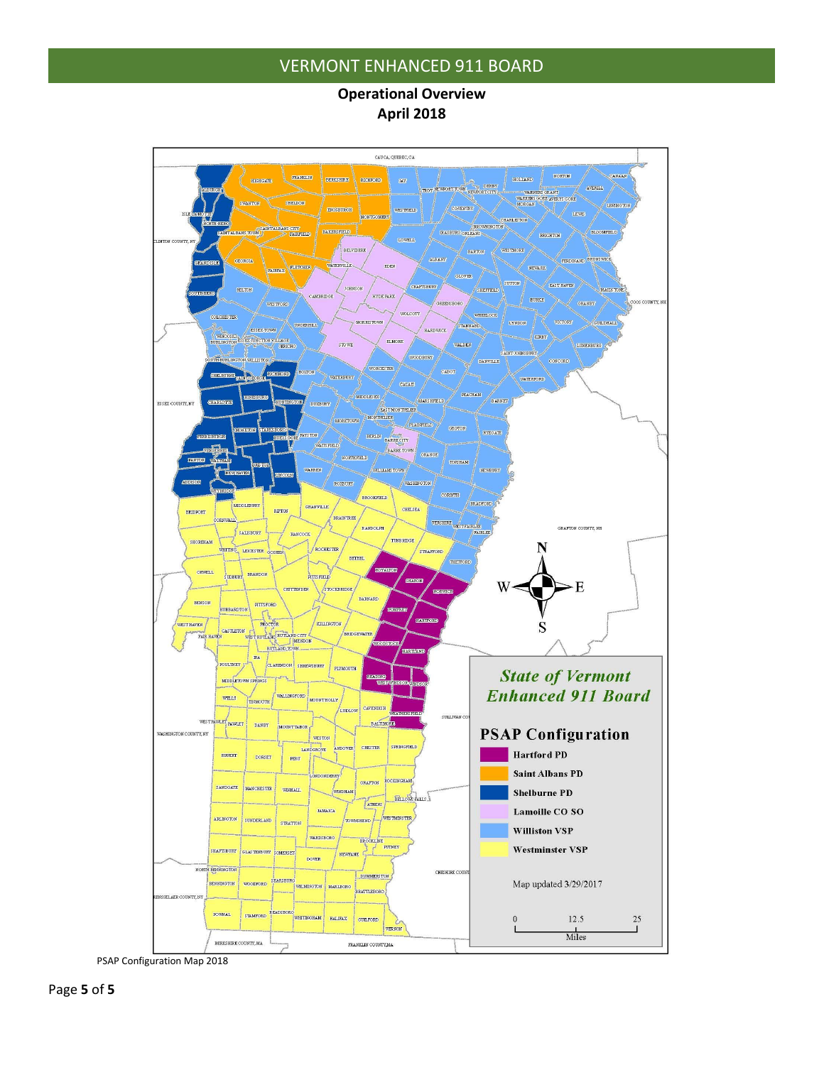VERMONT ENHANCED 911 BOARD

**Operational Overview**
**April 2018**

*State of Vermont Enhanced 911 Board*

**PSAP Configuration**

- Hartford PD
- Saint Albans PD
- Shelburne PD
- Lamoille CO SO
- Williston VSP
- Westminster VSP

Map updated 3/29/2017

0 12.5 25
Miles

PSAP Configuration Map 2018